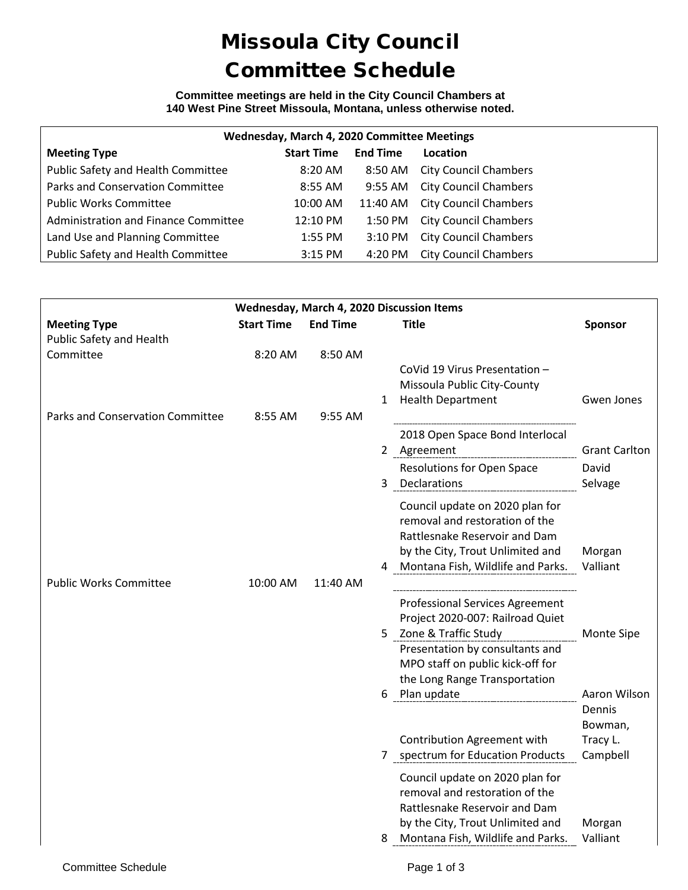# Missoula City Council
# Committee Schedule

**Committee meetings are held in the City Council Chambers at 140 West Pine Street Missoula, Montana, unless otherwise noted.**

| Wednesday, March 4, 2020 Committee Meetings | | | |
|---|---|---|---|
| **Meeting Type** | **Start Time** | **End Time** | **Location** |
| Public Safety and Health Committee | 8:20 AM | 8:50 AM | City Council Chambers |
| Parks and Conservation Committee | 8:55 AM | 9:55 AM | City Council Chambers |
| Public Works Committee | 10:00 AM | 11:40 AM | City Council Chambers |
| Administration and Finance Committee | 12:10 PM | 1:50 PM | City Council Chambers |
| Land Use and Planning Committee | 1:55 PM | 3:10 PM | City Council Chambers |
| Public Safety and Health Committee | 3:15 PM | 4:20 PM | City Council Chambers |

| Wednesday, March 4, 2020 Discussion Items | | | | | |
|---|---|---|---|---|---|
| **Meeting Type** | **Start Time** | **End Time** | | **Title** | **Sponsor** |
| Public Safety and Health Committee | 8:20 AM | 8:50 AM | | | |
| | | | 1 | CoVid 19 Virus Presentation – Missoula Public City-County Health Department | Gwen Jones |
| Parks and Conservation Committee | 8:55 AM | 9:55 AM | | | |
| | | | 2 | 2018 Open Space Bond Interlocal Agreement | Grant Carlton |
| | | | 3 | Resolutions for Open Space Declarations | David Selvage |
| | | | 4 | Council update on 2020 plan for removal and restoration of the Rattlesnake Reservoir and Dam by the City, Trout Unlimited and Montana Fish, Wildlife and Parks. | Morgan Valliant |
| Public Works Committee | 10:00 AM | 11:40 AM | | | |
| | | | 5 | Professional Services Agreement Project 2020-007: Railroad Quiet Zone & Traffic Study | Monte Sipe |
| | | | 6 | Presentation by consultants and MPO staff on public kick-off for the Long Range Transportation Plan update | Aaron Wilson |
| | | | 7 | Contribution Agreement with spectrum for Education Products | Dennis Bowman, Tracy L. Campbell |
| | | | 8 | Council update on 2020 plan for removal and restoration of the Rattlesnake Reservoir and Dam by the City, Trout Unlimited and Montana Fish, Wildlife and Parks. | Morgan Valliant |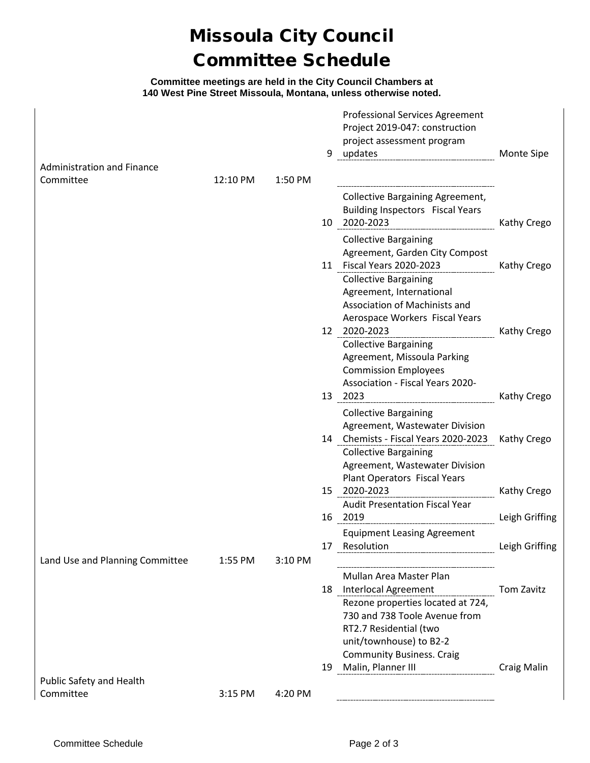# Missoula City Council
# Committee Schedule

**Committee meetings are held in the City Council Chambers at 140 West Pine Street Missoula, Montana, unless otherwise noted.**

| Committee | Start | End | # | Item | Presenter |
|---|---|---|---|---|---|
| | | | 9 | Professional Services Agreement Project 2019-047: construction project assessment program updates | Monte Sipe |
| Administration and Finance Committee | 12:10 PM | 1:50 PM | | | |
| | | | 10 | Collective Bargaining Agreement, Building Inspectors Fiscal Years 2020-2023 | Kathy Crego |
| | | | 11 | Collective Bargaining Agreement, Garden City Compost Fiscal Years 2020-2023 | Kathy Crego |
| | | | 12 | Collective Bargaining Agreement, International Association of Machinists and Aerospace Workers Fiscal Years 2020-2023 | Kathy Crego |
| | | | 13 | Collective Bargaining Agreement, Missoula Parking Commission Employees Association - Fiscal Years 2020-2023 | Kathy Crego |
| | | | 14 | Collective Bargaining Agreement, Wastewater Division Chemists - Fiscal Years 2020-2023 | Kathy Crego |
| | | | 15 | Collective Bargaining Agreement, Wastewater Division Plant Operators Fiscal Years 2020-2023 | Kathy Crego |
| | | | 16 | Audit Presentation Fiscal Year 2019 | Leigh Griffing |
| | | | 17 | Equipment Leasing Agreement Resolution | Leigh Griffing |
| Land Use and Planning Committee | 1:55 PM | 3:10 PM | | | |
| | | | 18 | Mullan Area Master Plan Interlocal Agreement | Tom Zavitz |
| | | | 19 | Rezone properties located at 724, 730 and 738 Toole Avenue from RT2.7 Residential (two unit/townhouse) to B2-2 Community Business. Craig Malin, Planner III | Craig Malin |
| Public Safety and Health Committee | 3:15 PM | 4:20 PM | | | |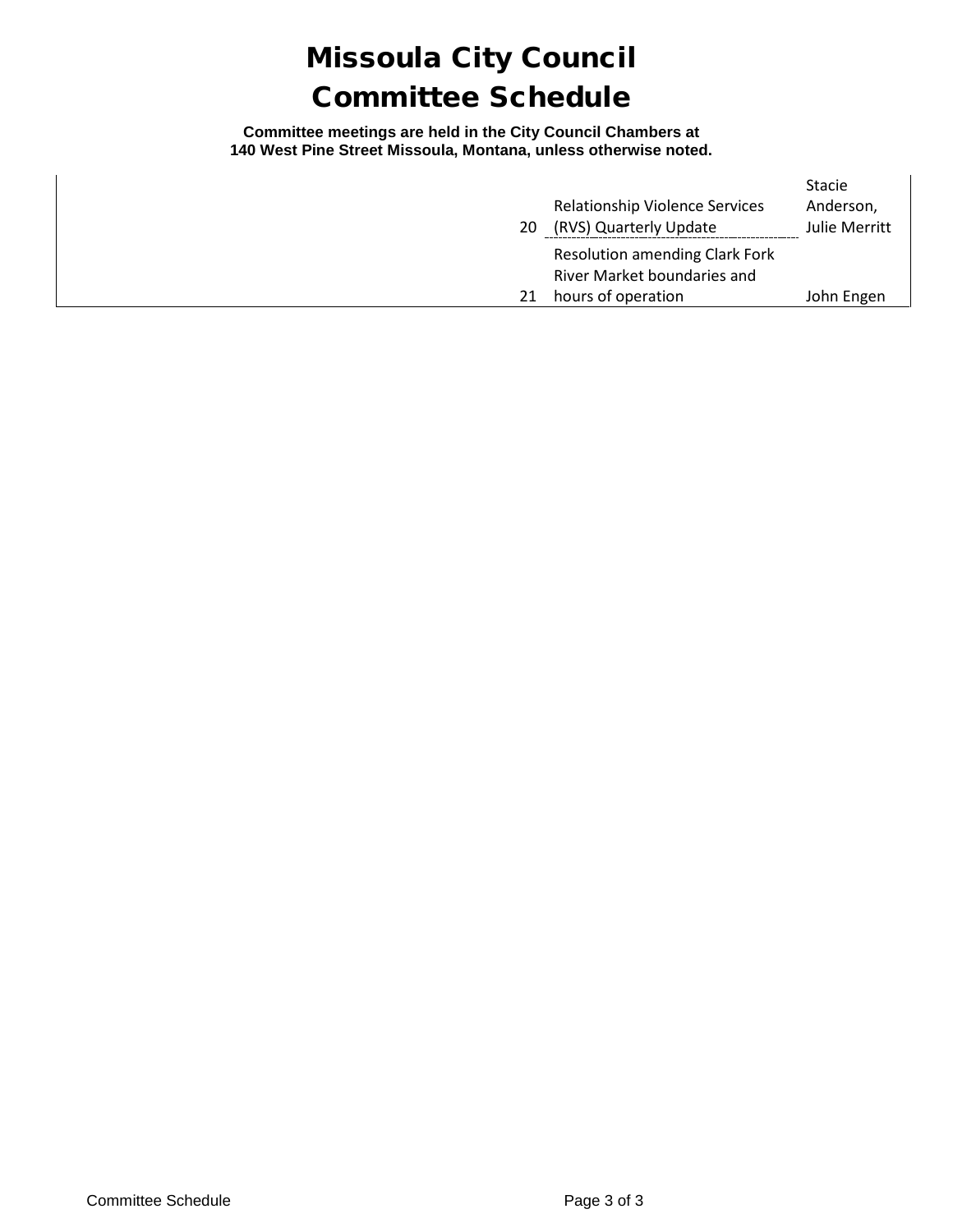# Missoula City Council

# Committee Schedule

**Committee meetings are held in the City Council Chambers at 140 West Pine Street Missoula, Montana, unless otherwise noted.**

| | | | |
|---|---|---|---|
| | 20 | Relationship Violence Services (RVS) Quarterly Update | Stacie Anderson, Julie Merritt |
| | 21 | Resolution amending Clark Fork River Market boundaries and hours of operation | John Engen |